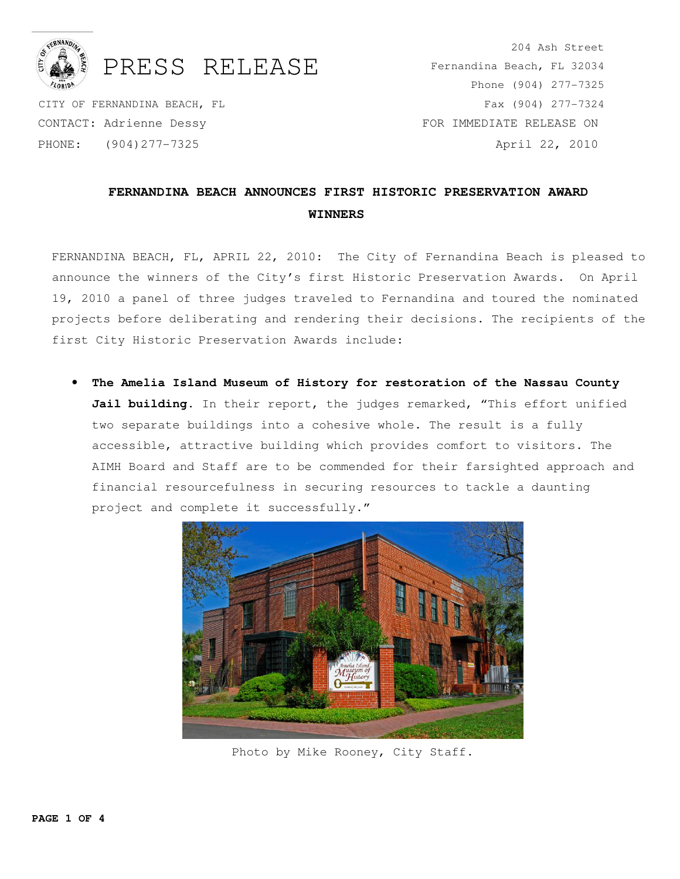# PRESS RELEASE

CITY OF FERNANDINA BEACH, FL
CONTACT: Adrienne Dessy
PHONE: (904)277-7325

204 Ash Street
Fernandina Beach, FL 32034
Phone (904) 277-7325
Fax (904) 277-7324
FOR IMMEDIATE RELEASE ON
April 22, 2010

## FERNANDINA BEACH ANNOUNCES FIRST HISTORIC PRESERVATION AWARD WINNERS

FERNANDINA BEACH, FL, APRIL 22, 2010: The City of Fernandina Beach is pleased to announce the winners of the City's first Historic Preservation Awards. On April 19, 2010 a panel of three judges traveled to Fernandina and toured the nominated projects before deliberating and rendering their decisions. The recipients of the first City Historic Preservation Awards include:

- **The Amelia Island Museum of History for restoration of the Nassau County Jail building.** In their report, the judges remarked, "This effort unified two separate buildings into a cohesive whole. The result is a fully accessible, attractive building which provides comfort to visitors. The AIMH Board and Staff are to be commended for their farsighted approach and financial resourcefulness in securing resources to tackle a daunting project and complete it successfully."

Photo by Mike Rooney, City Staff.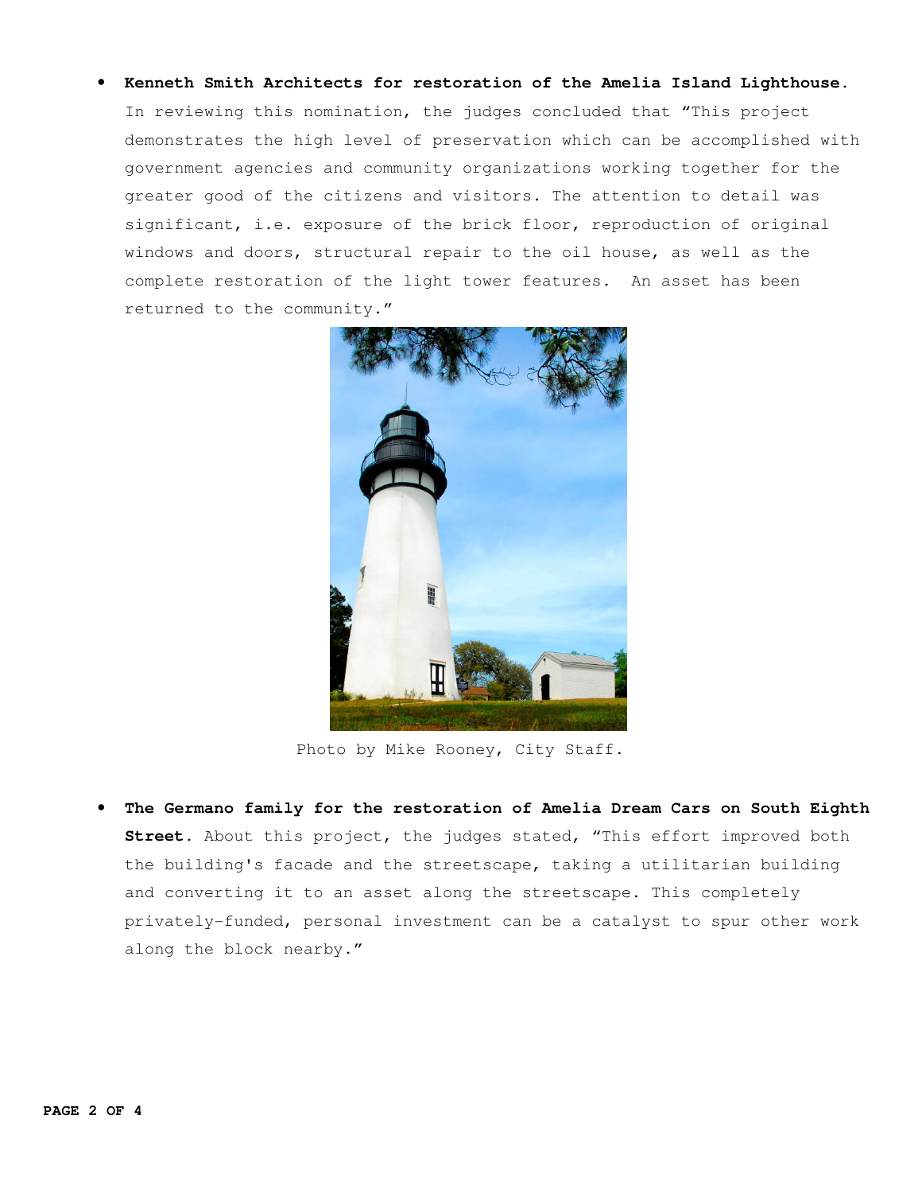- **Kenneth Smith Architects for restoration of the Amelia Island Lighthouse.** In reviewing this nomination, the judges concluded that "This project demonstrates the high level of preservation which can be accomplished with government agencies and community organizations working together for the greater good of the citizens and visitors. The attention to detail was significant, i.e. exposure of the brick floor, reproduction of original windows and doors, structural repair to the oil house, as well as the complete restoration of the light tower features. An asset has been returned to the community."

Photo by Mike Rooney, City Staff.

- **The Germano family for the restoration of Amelia Dream Cars on South Eighth Street.** About this project, the judges stated, "This effort improved both the building's facade and the streetscape, taking a utilitarian building and converting it to an asset along the streetscape. This completely privately-funded, personal investment can be a catalyst to spur other work along the block nearby."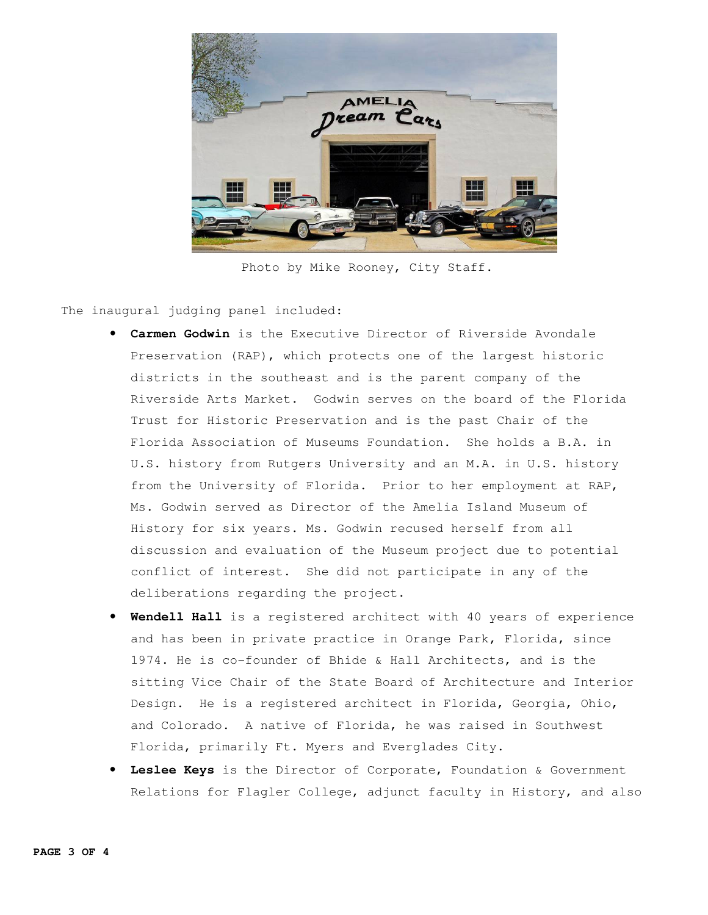Photo by Mike Rooney, City Staff.

The inaugural judging panel included:

- **Carmen Godwin** is the Executive Director of Riverside Avondale Preservation (RAP), which protects one of the largest historic districts in the southeast and is the parent company of the Riverside Arts Market. Godwin serves on the board of the Florida Trust for Historic Preservation and is the past Chair of the Florida Association of Museums Foundation. She holds a B.A. in U.S. history from Rutgers University and an M.A. in U.S. history from the University of Florida. Prior to her employment at RAP, Ms. Godwin served as Director of the Amelia Island Museum of History for six years. Ms. Godwin recused herself from all discussion and evaluation of the Museum project due to potential conflict of interest. She did not participate in any of the deliberations regarding the project.
- **Wendell Hall** is a registered architect with 40 years of experience and has been in private practice in Orange Park, Florida, since 1974. He is co-founder of Bhide & Hall Architects, and is the sitting Vice Chair of the State Board of Architecture and Interior Design. He is a registered architect in Florida, Georgia, Ohio, and Colorado. A native of Florida, he was raised in Southwest Florida, primarily Ft. Myers and Everglades City.
- **Leslee Keys** is the Director of Corporate, Foundation & Government Relations for Flagler College, adjunct faculty in History, and also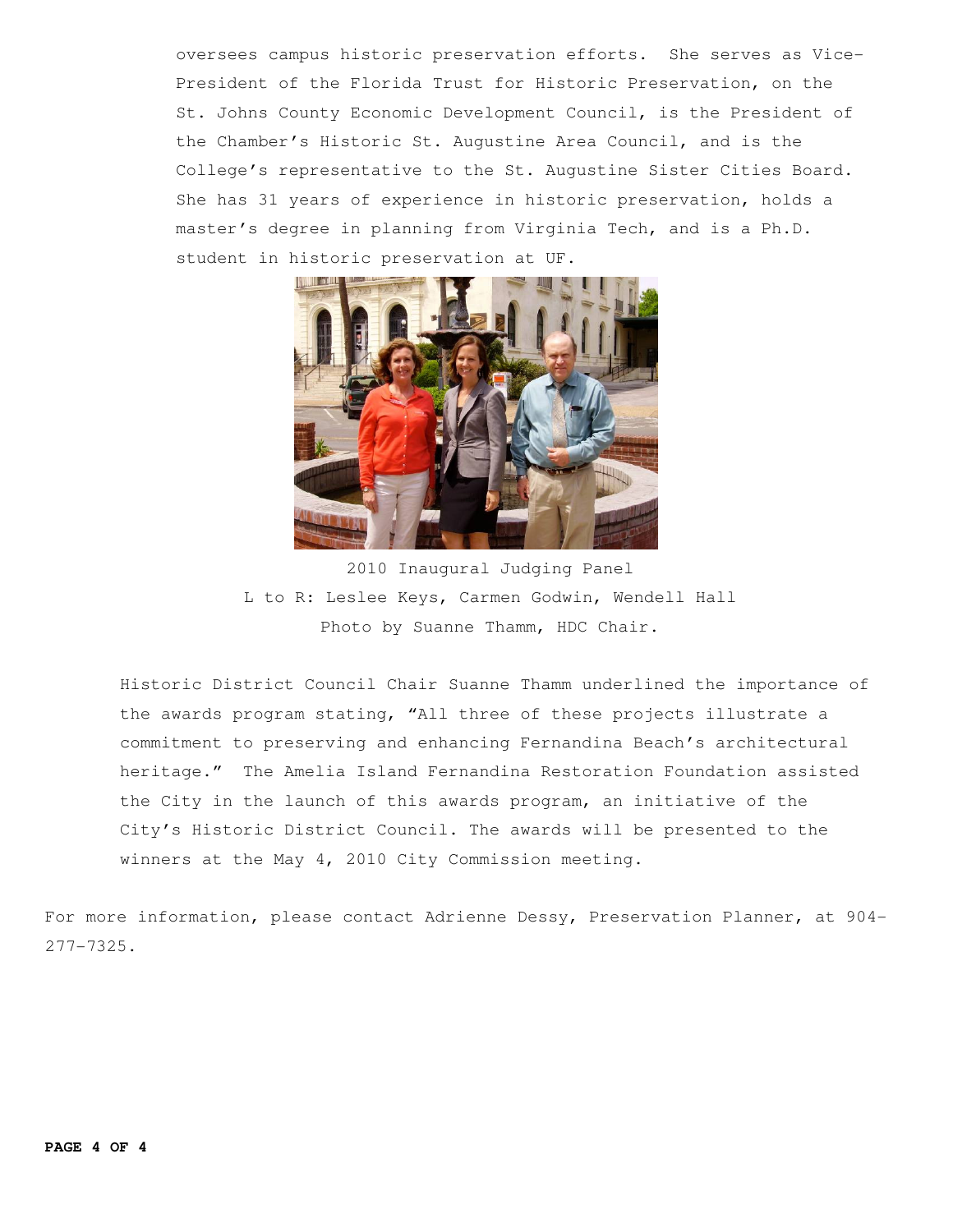oversees campus historic preservation efforts. She serves as Vice-President of the Florida Trust for Historic Preservation, on the St. Johns County Economic Development Council, is the President of the Chamber's Historic St. Augustine Area Council, and is the College's representative to the St. Augustine Sister Cities Board. She has 31 years of experience in historic preservation, holds a master's degree in planning from Virginia Tech, and is a Ph.D. student in historic preservation at UF.

2010 Inaugural Judging Panel
L to R: Leslee Keys, Carmen Godwin, Wendell Hall
Photo by Suanne Thamm, HDC Chair.

Historic District Council Chair Suanne Thamm underlined the importance of the awards program stating, "All three of these projects illustrate a commitment to preserving and enhancing Fernandina Beach's architectural heritage." The Amelia Island Fernandina Restoration Foundation assisted the City in the launch of this awards program, an initiative of the City's Historic District Council. The awards will be presented to the winners at the May 4, 2010 City Commission meeting.

For more information, please contact Adrienne Dessy, Preservation Planner, at 904-277-7325.